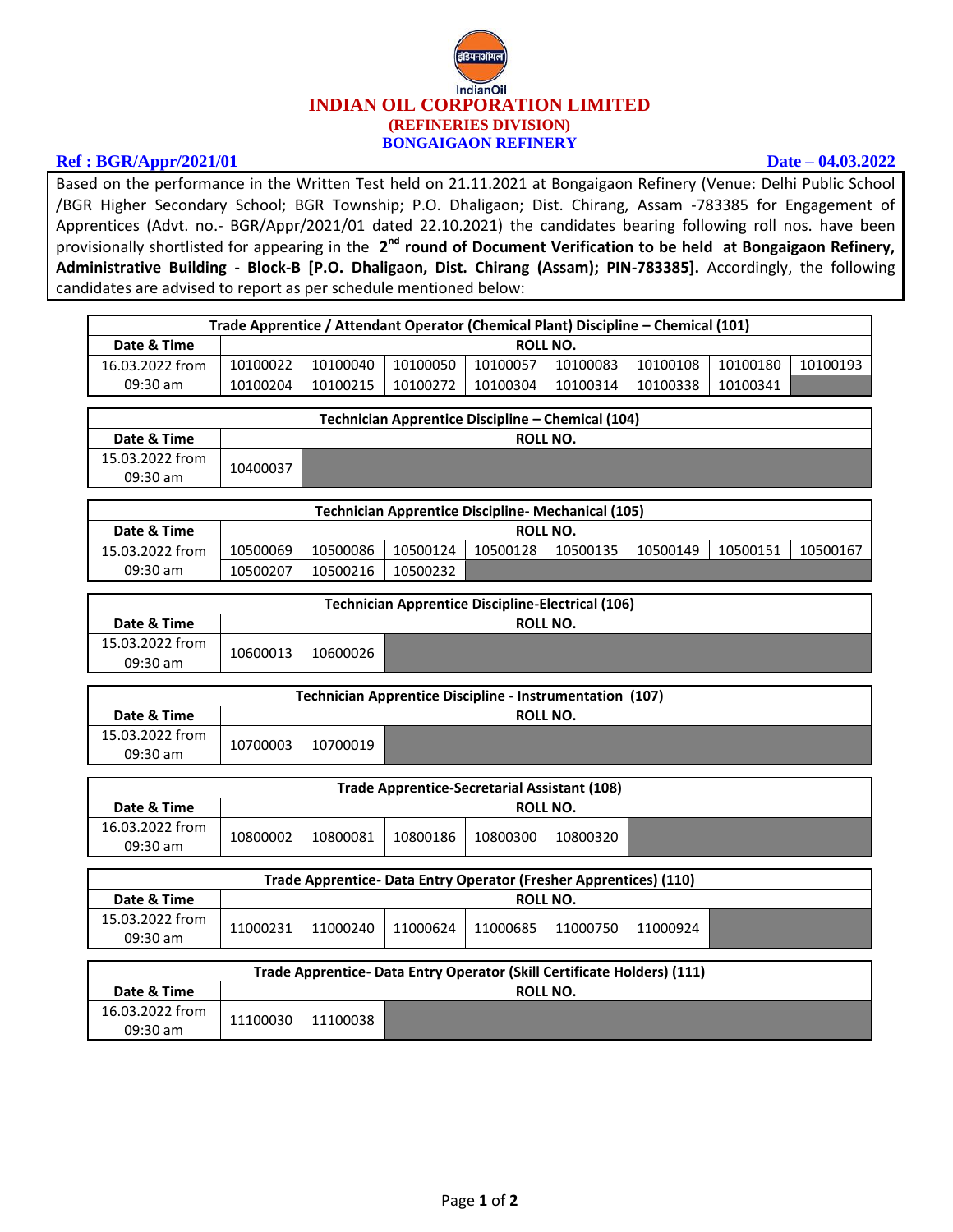# INDIAN OIL CORPORATION LIMITED

## (REFINERIES DIVISION)

## BONGAIGAON REFINERY

**Ref : BGR/Appr/2021/01** **Date – 04.03.2022**

Based on the performance in the Written Test held on 21.11.2021 at Bongaigaon Refinery (Venue: Delhi Public School /BGR Higher Secondary School; BGR Township; P.O. Dhaligaon; Dist. Chirang, Assam -783385 for Engagement of Apprentices (Advt. no.- BGR/Appr/2021/01 dated 22.10.2021) the candidates bearing following roll nos. have been provisionally shortlisted for appearing in the **2nd round of Document Verification to be held at Bongaigaon Refinery, Administrative Building - Block-B [P.O. Dhaligaon, Dist. Chirang (Assam); PIN-783385].** Accordingly, the following candidates are advised to report as per schedule mentioned below:

**Trade Apprentice / Attendant Operator (Chemical Plant) Discipline – Chemical (101)**

| Date & Time | ROLL NO. | | | | | | | |
|---|---|---|---|---|---|---|---|---|
| 16.03.2022 from 09:30 am | 10100022 | 10100040 | 10100050 | 10100057 | 10100083 | 10100108 | 10100180 | 10100193 |
| | 10100204 | 10100215 | 10100272 | 10100304 | 10100314 | 10100338 | 10100341 | |

**Technician Apprentice Discipline – Chemical (104)**

| Date & Time | ROLL NO. |
|---|---|
| 15.03.2022 from 09:30 am | 10400037 |

**Technician Apprentice Discipline- Mechanical (105)**

| Date & Time | ROLL NO. | | | | | | | |
|---|---|---|---|---|---|---|---|---|
| 15.03.2022 from 09:30 am | 10500069 | 10500086 | 10500124 | 10500128 | 10500135 | 10500149 | 10500151 | 10500167 |
| | 10500207 | 10500216 | 10500232 | | | | | |

**Technician Apprentice Discipline-Electrical (106)**

| Date & Time | ROLL NO. | |
|---|---|---|
| 15.03.2022 from 09:30 am | 10600013 | 10600026 |

**Technician Apprentice Discipline - Instrumentation (107)**

| Date & Time | ROLL NO. | |
|---|---|---|
| 15.03.2022 from 09:30 am | 10700003 | 10700019 |

**Trade Apprentice-Secretarial Assistant (108)**

| Date & Time | ROLL NO. | | | | |
|---|---|---|---|---|---|
| 16.03.2022 from 09:30 am | 10800002 | 10800081 | 10800186 | 10800300 | 10800320 |

**Trade Apprentice- Data Entry Operator (Fresher Apprentices) (110)**

| Date & Time | ROLL NO. | | | | | |
|---|---|---|---|---|---|---|
| 15.03.2022 from 09:30 am | 11000231 | 11000240 | 11000624 | 11000685 | 11000750 | 11000924 |

**Trade Apprentice- Data Entry Operator (Skill Certificate Holders) (111)**

| Date & Time | ROLL NO. | |
|---|---|---|
| 16.03.2022 from 09:30 am | 11100030 | 11100038 |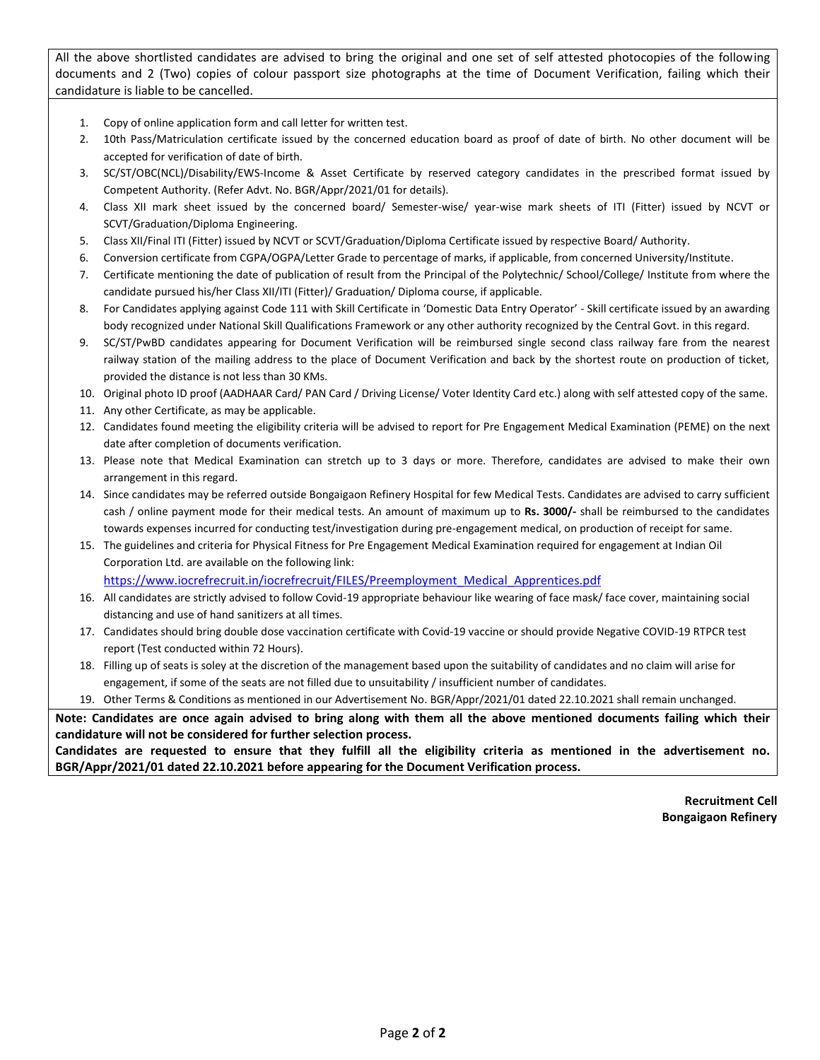All the above shortlisted candidates are advised to bring the original and one set of self attested photocopies of the following documents and 2 (Two) copies of colour passport size photographs at the time of Document Verification, failing which their candidature is liable to be cancelled.

1. Copy of online application form and call letter for written test.
2. 10th Pass/Matriculation certificate issued by the concerned education board as proof of date of birth. No other document will be accepted for verification of date of birth.
3. SC/ST/OBC(NCL)/Disability/EWS-Income & Asset Certificate by reserved category candidates in the prescribed format issued by Competent Authority. (Refer Advt. No. BGR/Appr/2021/01 for details).
4. Class XII mark sheet issued by the concerned board/ Semester-wise/ year-wise mark sheets of ITI (Fitter) issued by NCVT or SCVT/Graduation/Diploma Engineering.
5. Class XII/Final ITI (Fitter) issued by NCVT or SCVT/Graduation/Diploma Certificate issued by respective Board/ Authority.
6. Conversion certificate from CGPA/OGPA/Letter Grade to percentage of marks, if applicable, from concerned University/Institute.
7. Certificate mentioning the date of publication of result from the Principal of the Polytechnic/ School/College/ Institute from where the candidate pursued his/her Class XII/ITI (Fitter)/ Graduation/ Diploma course, if applicable.
8. For Candidates applying against Code 111 with Skill Certificate in 'Domestic Data Entry Operator' - Skill certificate issued by an awarding body recognized under National Skill Qualifications Framework or any other authority recognized by the Central Govt. in this regard.
9. SC/ST/PwBD candidates appearing for Document Verification will be reimbursed single second class railway fare from the nearest railway station of the mailing address to the place of Document Verification and back by the shortest route on production of ticket, provided the distance is not less than 30 KMs.
10. Original photo ID proof (AADHAAR Card/ PAN Card / Driving License/ Voter Identity Card etc.) along with self attested copy of the same.
11. Any other Certificate, as may be applicable.
12. Candidates found meeting the eligibility criteria will be advised to report for Pre Engagement Medical Examination (PEME) on the next date after completion of documents verification.
13. Please note that Medical Examination can stretch up to 3 days or more. Therefore, candidates are advised to make their own arrangement in this regard.
14. Since candidates may be referred outside Bongaigaon Refinery Hospital for few Medical Tests. Candidates are advised to carry sufficient cash / online payment mode for their medical tests. An amount of maximum up to **Rs. 3000/-** shall be reimbursed to the candidates towards expenses incurred for conducting test/investigation during pre-engagement medical, on production of receipt for same.
15. The guidelines and criteria for Physical Fitness for Pre Engagement Medical Examination required for engagement at Indian Oil Corporation Ltd. are available on the following link: https://www.iocrefrecruit.in/iocrefrecruit/FILES/Preemployment_Medical_Apprentices.pdf
16. All candidates are strictly advised to follow Covid-19 appropriate behaviour like wearing of face mask/ face cover, maintaining social distancing and use of hand sanitizers at all times.
17. Candidates should bring double dose vaccination certificate with Covid-19 vaccine or should provide Negative COVID-19 RTPCR test report (Test conducted within 72 Hours).
18. Filling up of seats is soley at the discretion of the management based upon the suitability of candidates and no claim will arise for engagement, if some of the seats are not filled due to unsuitability / insufficient number of candidates.
19. Other Terms & Conditions as mentioned in our Advertisement No. BGR/Appr/2021/01 dated 22.10.2021 shall remain unchanged.

**Note: Candidates are once again advised to bring along with them all the above mentioned documents failing which their candidature will not be considered for further selection process.**
**Candidates are requested to ensure that they fulfill all the eligibility criteria as mentioned in the advertisement no. BGR/Appr/2021/01 dated 22.10.2021 before appearing for the Document Verification process.**

**Recruitment Cell**
**Bongaigaon Refinery**